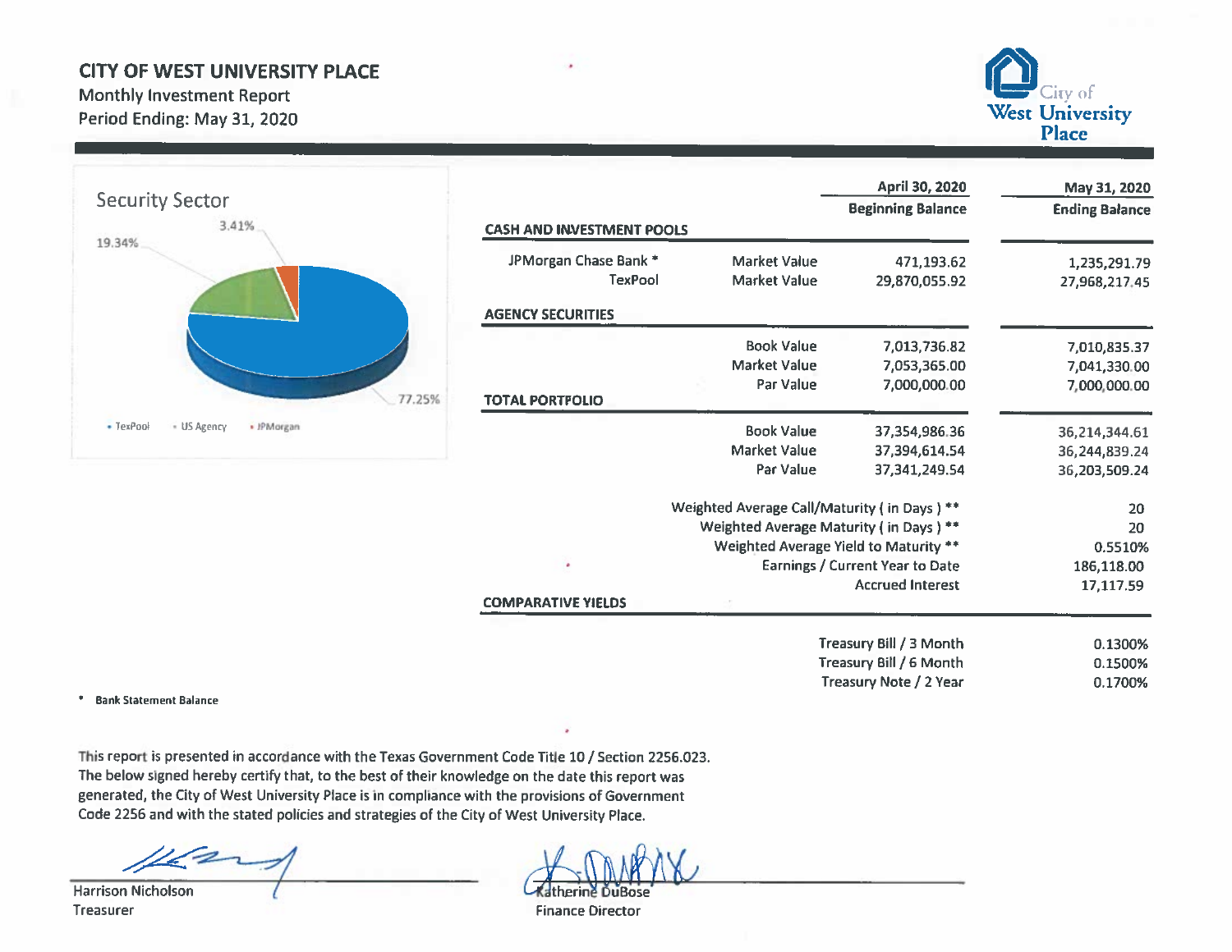# CITY OF WEST UNIVERSITY PLACE

Monthly Investment Report
Period Ending: May 31, 2020

City of West University Place

## Security Sector

19.34%
3.41%
77.25%

• TexPool • US Agency • JPMorgan

| | | April 30, 2020 Beginning Balance | May 31, 2020 Ending Balance |
|---|---|---|---|
| **CASH AND INVESTMENT POOLS** | | | |
| JPMorgan Chase Bank * | Market Value | 471,193.62 | 1,235,291.79 |
| TexPool | Market Value | 29,870,055.92 | 27,968,217.45 |
| **AGENCY SECURITIES** | | | |
| | Book Value | 7,013,736.82 | 7,010,835.37 |
| | Market Value | 7,053,365.00 | 7,041,330.00 |
| | Par Value | 7,000,000.00 | 7,000,000.00 |
| **TOTAL PORTFOLIO** | | | |
| | Book Value | 37,354,986.36 | 36,214,344.61 |
| | Market Value | 37,394,614.54 | 36,244,839.24 |
| | Par Value | 37,341,249.54 | 36,203,509.24 |
| | Weighted Average Call/Maturity ( in Days ) ** | | 20 |
| | Weighted Average Maturity ( in Days ) ** | | 20 |
| | Weighted Average Yield to Maturity ** | | 0.5510% |
| | Earnings / Current Year to Date | | 186,118.00 |
| | Accrued Interest | | 17,117.59 |
| **COMPARATIVE YIELDS** | | | |
| | Treasury Bill / 3 Month | | 0.1300% |
| | Treasury Bill / 6 Month | | 0.1500% |
| | Treasury Note / 2 Year | | 0.1700% |

\* **Bank Statement Balance**

This report is presented in accordance with the Texas Government Code Title 10 / Section 2256.023. The below signed hereby certify that, to the best of their knowledge on the date this report was generated, the City of West University Place is in compliance with the provisions of Government Code 2256 and with the stated policies and strategies of the City of West University Place.

Harrison Nicholson
Treasurer

Katherine DuBose
Finance Director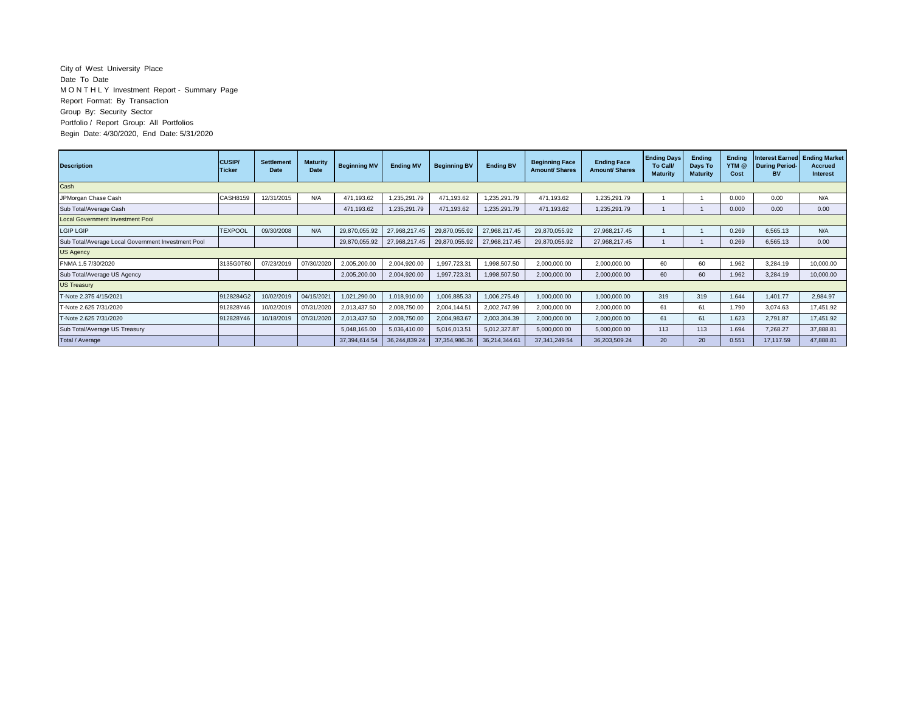City of West University Place
Date To Date
M O N T H L Y Investment Report - Summary Page
Report Format: By Transaction
Group By: Security Sector
Portfolio / Report Group: All Portfolios
Begin Date: 4/30/2020, End Date: 5/31/2020

| Description | CUSIP/ Ticker | Settlement Date | Maturity Date | Beginning MV | Ending MV | Beginning BV | Ending BV | Beginning Face Amount/ Shares | Ending Face Amount/ Shares | Ending Days To Call/ Maturity | Ending Days To Maturity | Ending YTM @ Cost | Interest Earned During Period-BV | Ending Market Accrued Interest |
|---|---|---|---|---|---|---|---|---|---|---|---|---|---|---|
| Cash | | | | | | | | | | | | | | |
| JPMorgan Chase Cash | CASH8159 | 12/31/2015 | N/A | 471,193.62 | 1,235,291.79 | 471,193.62 | 1,235,291.79 | 471,193.62 | 1,235,291.79 | 1 | 1 | 0.000 | 0.00 | N/A |
| Sub Total/Average Cash | | | | 471,193.62 | 1,235,291.79 | 471,193.62 | 1,235,291.79 | 471,193.62 | 1,235,291.79 | 1 | 1 | 0.000 | 0.00 | 0.00 |
| Local Government Investment Pool | | | | | | | | | | | | | | |
| LGIP LGIP | TEXPOOL | 09/30/2008 | N/A | 29,870,055.92 | 27,968,217.45 | 29,870,055.92 | 27,968,217.45 | 29,870,055.92 | 27,968,217.45 | 1 | 1 | 0.269 | 6,565.13 | N/A |
| Sub Total/Average Local Government Investment Pool | | | | 29,870,055.92 | 27,968,217.45 | 29,870,055.92 | 27,968,217.45 | 29,870,055.92 | 27,968,217.45 | 1 | 1 | 0.269 | 6,565.13 | 0.00 |
| US Agency | | | | | | | | | | | | | | |
| FNMA 1.5 7/30/2020 | 3135G0T60 | 07/23/2019 | 07/30/2020 | 2,005,200.00 | 2,004,920.00 | 1,997,723.31 | 1,998,507.50 | 2,000,000.00 | 2,000,000.00 | 60 | 60 | 1.962 | 3,284.19 | 10,000.00 |
| Sub Total/Average US Agency | | | | 2,005,200.00 | 2,004,920.00 | 1,997,723.31 | 1,998,507.50 | 2,000,000.00 | 2,000,000.00 | 60 | 60 | 1.962 | 3,284.19 | 10,000.00 |
| US Treasury | | | | | | | | | | | | | | |
| T-Note 2.375 4/15/2021 | 9128284G2 | 10/02/2019 | 04/15/2021 | 1,021,290.00 | 1,018,910.00 | 1,006,885.33 | 1,006,275.49 | 1,000,000.00 | 1,000,000.00 | 319 | 319 | 1.644 | 1,401.77 | 2,984.97 |
| T-Note 2.625 7/31/2020 | 912828Y46 | 10/02/2019 | 07/31/2020 | 2,013,437.50 | 2,008,750.00 | 2,004,144.51 | 2,002,747.99 | 2,000,000.00 | 2,000,000.00 | 61 | 61 | 1.790 | 3,074.63 | 17,451.92 |
| T-Note 2.625 7/31/2020 | 912828Y46 | 10/18/2019 | 07/31/2020 | 2,013,437.50 | 2,008,750.00 | 2,004,983.67 | 2,003,304.39 | 2,000,000.00 | 2,000,000.00 | 61 | 61 | 1.623 | 2,791.87 | 17,451.92 |
| Sub Total/Average US Treasury | | | | 5,048,165.00 | 5,036,410.00 | 5,016,013.51 | 5,012,327.87 | 5,000,000.00 | 5,000,000.00 | 113 | 113 | 1.694 | 7,268.27 | 37,888.81 |
| Total / Average | | | | 37,394,614.54 | 36,244,839.24 | 37,354,986.36 | 36,214,344.61 | 37,341,249.54 | 36,203,509.24 | 20 | 20 | 0.551 | 17,117.59 | 47,888.81 |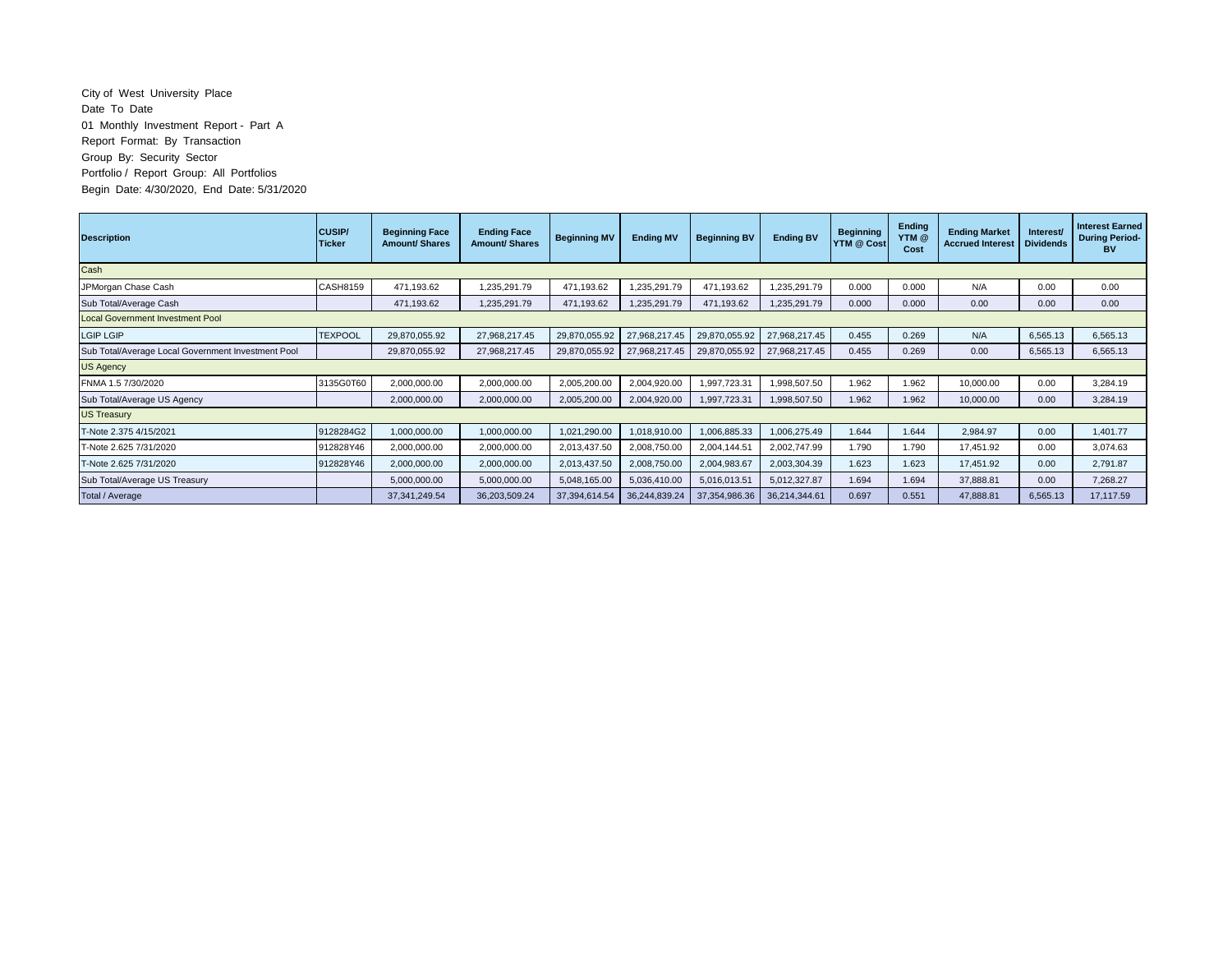City of West University Place
Date To Date
01 Monthly Investment Report - Part A
Report Format: By Transaction
Group By: Security Sector
Portfolio / Report Group: All Portfolios
Begin Date: 4/30/2020, End Date: 5/31/2020

| Description | CUSIP/ Ticker | Beginning Face Amount/ Shares | Ending Face Amount/ Shares | Beginning MV | Ending MV | Beginning BV | Ending BV | Beginning YTM @ Cost | Ending YTM @ Cost | Ending Market Accrued Interest | Interest/ Dividends | Interest Earned During Period-BV |
|---|---|---|---|---|---|---|---|---|---|---|---|---|
| Cash | | | | | | | | | | | | |
| JPMorgan Chase Cash | CASH8159 | 471,193.62 | 1,235,291.79 | 471,193.62 | 1,235,291.79 | 471,193.62 | 1,235,291.79 | 0.000 | 0.000 | N/A | 0.00 | 0.00 |
| Sub Total/Average Cash | | 471,193.62 | 1,235,291.79 | 471,193.62 | 1,235,291.79 | 471,193.62 | 1,235,291.79 | 0.000 | 0.000 | 0.00 | 0.00 | 0.00 |
| Local Government Investment Pool | | | | | | | | | | | | |
| LGIP LGIP | TEXPOOL | 29,870,055.92 | 27,968,217.45 | 29,870,055.92 | 27,968,217.45 | 29,870,055.92 | 27,968,217.45 | 0.455 | 0.269 | N/A | 6,565.13 | 6,565.13 |
| Sub Total/Average Local Government Investment Pool | | 29,870,055.92 | 27,968,217.45 | 29,870,055.92 | 27,968,217.45 | 29,870,055.92 | 27,968,217.45 | 0.455 | 0.269 | 0.00 | 6,565.13 | 6,565.13 |
| US Agency | | | | | | | | | | | | |
| FNMA 1.5 7/30/2020 | 3135G0T60 | 2,000,000.00 | 2,000,000.00 | 2,005,200.00 | 2,004,920.00 | 1,997,723.31 | 1,998,507.50 | 1.962 | 1.962 | 10,000.00 | 0.00 | 3,284.19 |
| Sub Total/Average US Agency | | 2,000,000.00 | 2,000,000.00 | 2,005,200.00 | 2,004,920.00 | 1,997,723.31 | 1,998,507.50 | 1.962 | 1.962 | 10,000.00 | 0.00 | 3,284.19 |
| US Treasury | | | | | | | | | | | | |
| T-Note 2.375 4/15/2021 | 9128284G2 | 1,000,000.00 | 1,000,000.00 | 1,021,290.00 | 1,018,910.00 | 1,006,885.33 | 1,006,275.49 | 1.644 | 1.644 | 2,984.97 | 0.00 | 1,401.77 |
| T-Note 2.625 7/31/2020 | 912828Y46 | 2,000,000.00 | 2,000,000.00 | 2,013,437.50 | 2,008,750.00 | 2,004,144.51 | 2,002,747.99 | 1.790 | 1.790 | 17,451.92 | 0.00 | 3,074.63 |
| T-Note 2.625 7/31/2020 | 912828Y46 | 2,000,000.00 | 2,000,000.00 | 2,013,437.50 | 2,008,750.00 | 2,004,983.67 | 2,003,304.39 | 1.623 | 1.623 | 17,451.92 | 0.00 | 2,791.87 |
| Sub Total/Average US Treasury | | 5,000,000.00 | 5,000,000.00 | 5,048,165.00 | 5,036,410.00 | 5,016,013.51 | 5,012,327.87 | 1.694 | 1.694 | 37,888.81 | 0.00 | 7,268.27 |
| Total / Average | | 37,341,249.54 | 36,203,509.24 | 37,394,614.54 | 36,244,839.24 | 37,354,986.36 | 36,214,344.61 | 0.697 | 0.551 | 47,888.81 | 6,565.13 | 17,117.59 |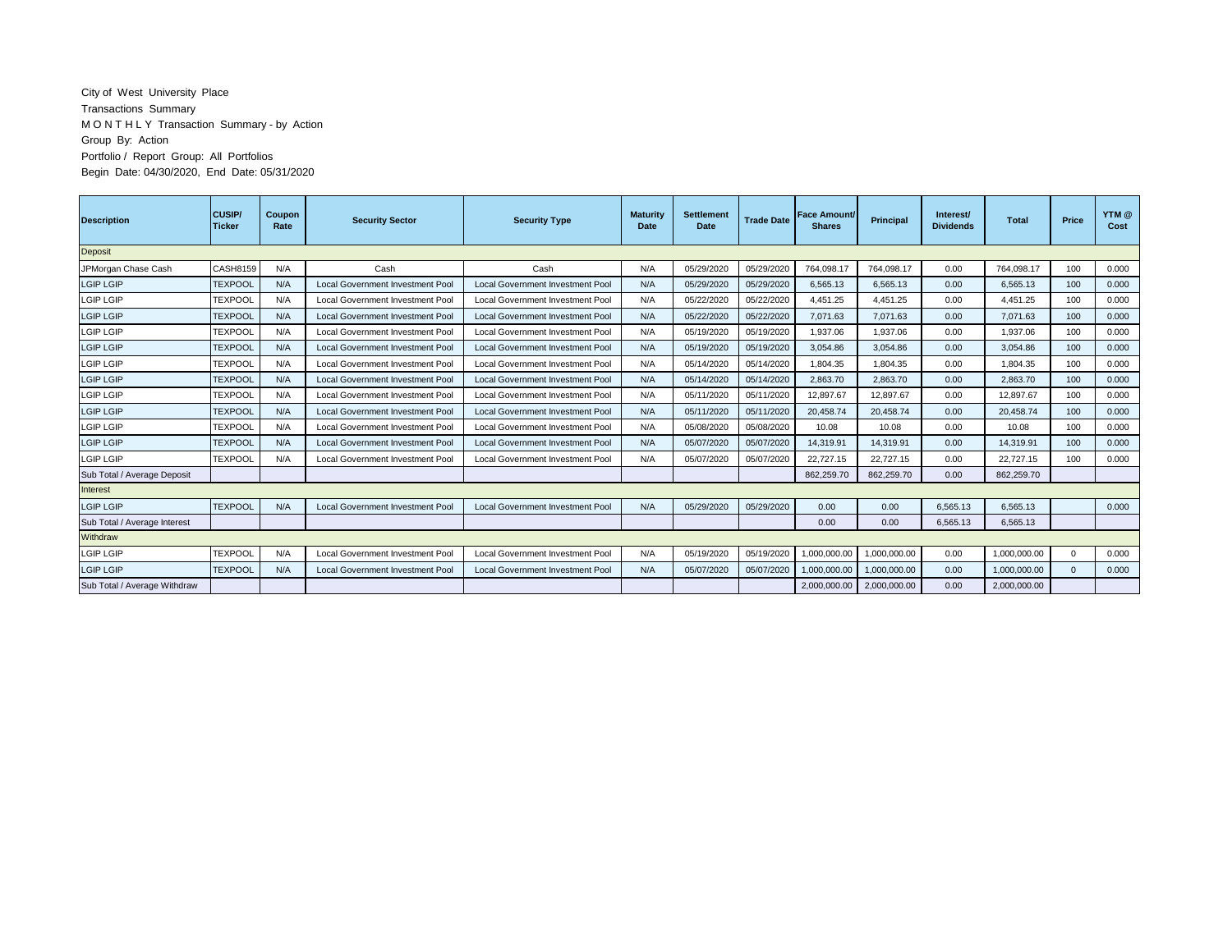City of West University Place
Transactions Summary
M O N T H L Y Transaction Summary - by Action
Group By: Action
Portfolio / Report Group: All Portfolios
Begin Date: 04/30/2020, End Date: 05/31/2020

| Description | CUSIP/ Ticker | Coupon Rate | Security Sector | Security Type | Maturity Date | Settlement Date | Trade Date | Face Amount/ Shares | Principal | Interest/ Dividends | Total | Price | YTM @ Cost |
|---|---|---|---|---|---|---|---|---|---|---|---|---|---|
| Deposit | | | | | | | | | | | | | |
| JPMorgan Chase Cash | CASH8159 | N/A | Cash | Cash | N/A | 05/29/2020 | 05/29/2020 | 764,098.17 | 764,098.17 | 0.00 | 764,098.17 | 100 | 0.000 |
| LGIP LGIP | TEXPOOL | N/A | Local Government Investment Pool | Local Government Investment Pool | N/A | 05/29/2020 | 05/29/2020 | 6,565.13 | 6,565.13 | 0.00 | 6,565.13 | 100 | 0.000 |
| LGIP LGIP | TEXPOOL | N/A | Local Government Investment Pool | Local Government Investment Pool | N/A | 05/22/2020 | 05/22/2020 | 4,451.25 | 4,451.25 | 0.00 | 4,451.25 | 100 | 0.000 |
| LGIP LGIP | TEXPOOL | N/A | Local Government Investment Pool | Local Government Investment Pool | N/A | 05/22/2020 | 05/22/2020 | 7,071.63 | 7,071.63 | 0.00 | 7,071.63 | 100 | 0.000 |
| LGIP LGIP | TEXPOOL | N/A | Local Government Investment Pool | Local Government Investment Pool | N/A | 05/19/2020 | 05/19/2020 | 1,937.06 | 1,937.06 | 0.00 | 1,937.06 | 100 | 0.000 |
| LGIP LGIP | TEXPOOL | N/A | Local Government Investment Pool | Local Government Investment Pool | N/A | 05/19/2020 | 05/19/2020 | 3,054.86 | 3,054.86 | 0.00 | 3,054.86 | 100 | 0.000 |
| LGIP LGIP | TEXPOOL | N/A | Local Government Investment Pool | Local Government Investment Pool | N/A | 05/14/2020 | 05/14/2020 | 1,804.35 | 1,804.35 | 0.00 | 1,804.35 | 100 | 0.000 |
| LGIP LGIP | TEXPOOL | N/A | Local Government Investment Pool | Local Government Investment Pool | N/A | 05/14/2020 | 05/14/2020 | 2,863.70 | 2,863.70 | 0.00 | 2,863.70 | 100 | 0.000 |
| LGIP LGIP | TEXPOOL | N/A | Local Government Investment Pool | Local Government Investment Pool | N/A | 05/11/2020 | 05/11/2020 | 12,897.67 | 12,897.67 | 0.00 | 12,897.67 | 100 | 0.000 |
| LGIP LGIP | TEXPOOL | N/A | Local Government Investment Pool | Local Government Investment Pool | N/A | 05/11/2020 | 05/11/2020 | 20,458.74 | 20,458.74 | 0.00 | 20,458.74 | 100 | 0.000 |
| LGIP LGIP | TEXPOOL | N/A | Local Government Investment Pool | Local Government Investment Pool | N/A | 05/08/2020 | 05/08/2020 | 10.08 | 10.08 | 0.00 | 10.08 | 100 | 0.000 |
| LGIP LGIP | TEXPOOL | N/A | Local Government Investment Pool | Local Government Investment Pool | N/A | 05/07/2020 | 05/07/2020 | 14,319.91 | 14,319.91 | 0.00 | 14,319.91 | 100 | 0.000 |
| LGIP LGIP | TEXPOOL | N/A | Local Government Investment Pool | Local Government Investment Pool | N/A | 05/07/2020 | 05/07/2020 | 22,727.15 | 22,727.15 | 0.00 | 22,727.15 | 100 | 0.000 |
| Sub Total / Average Deposit | | | | | | | | 862,259.70 | 862,259.70 | 0.00 | 862,259.70 | | |
| Interest | | | | | | | | | | | | | |
| LGIP LGIP | TEXPOOL | N/A | Local Government Investment Pool | Local Government Investment Pool | N/A | 05/29/2020 | 05/29/2020 | 0.00 | 0.00 | 6,565.13 | 6,565.13 | | 0.000 |
| Sub Total / Average Interest | | | | | | | | 0.00 | 0.00 | 6,565.13 | 6,565.13 | | |
| Withdraw | | | | | | | | | | | | | |
| LGIP LGIP | TEXPOOL | N/A | Local Government Investment Pool | Local Government Investment Pool | N/A | 05/19/2020 | 05/19/2020 | 1,000,000.00 | 1,000,000.00 | 0.00 | 1,000,000.00 | 0 | 0.000 |
| LGIP LGIP | TEXPOOL | N/A | Local Government Investment Pool | Local Government Investment Pool | N/A | 05/07/2020 | 05/07/2020 | 1,000,000.00 | 1,000,000.00 | 0.00 | 1,000,000.00 | 0 | 0.000 |
| Sub Total / Average Withdraw | | | | | | | | 2,000,000.00 | 2,000,000.00 | 0.00 | 2,000,000.00 | | |